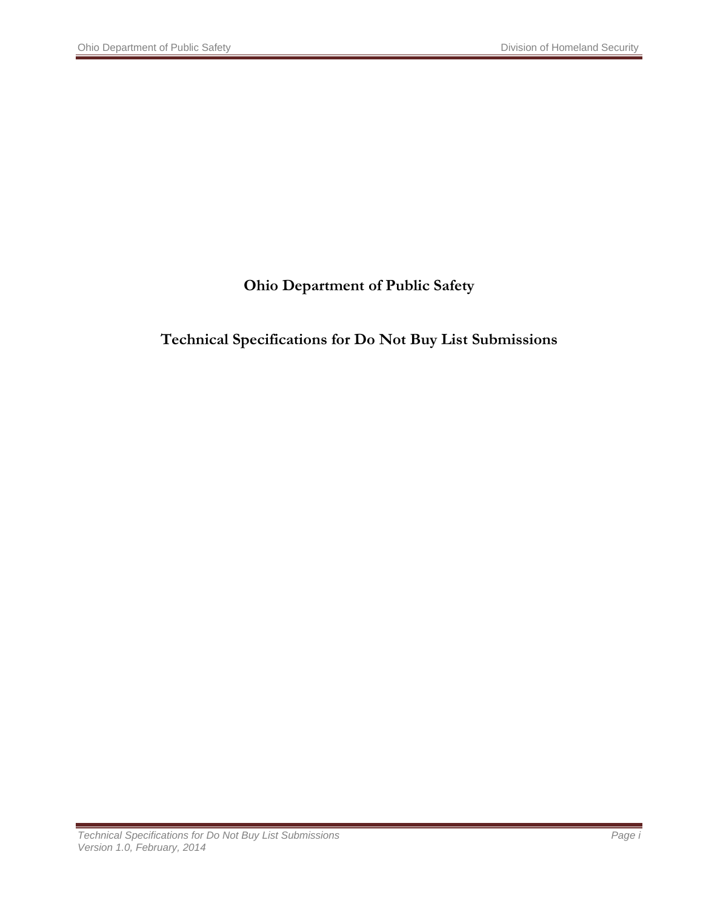# Ohio Department of Public Safety

## Technical Specifications for Do Not Buy List Submissions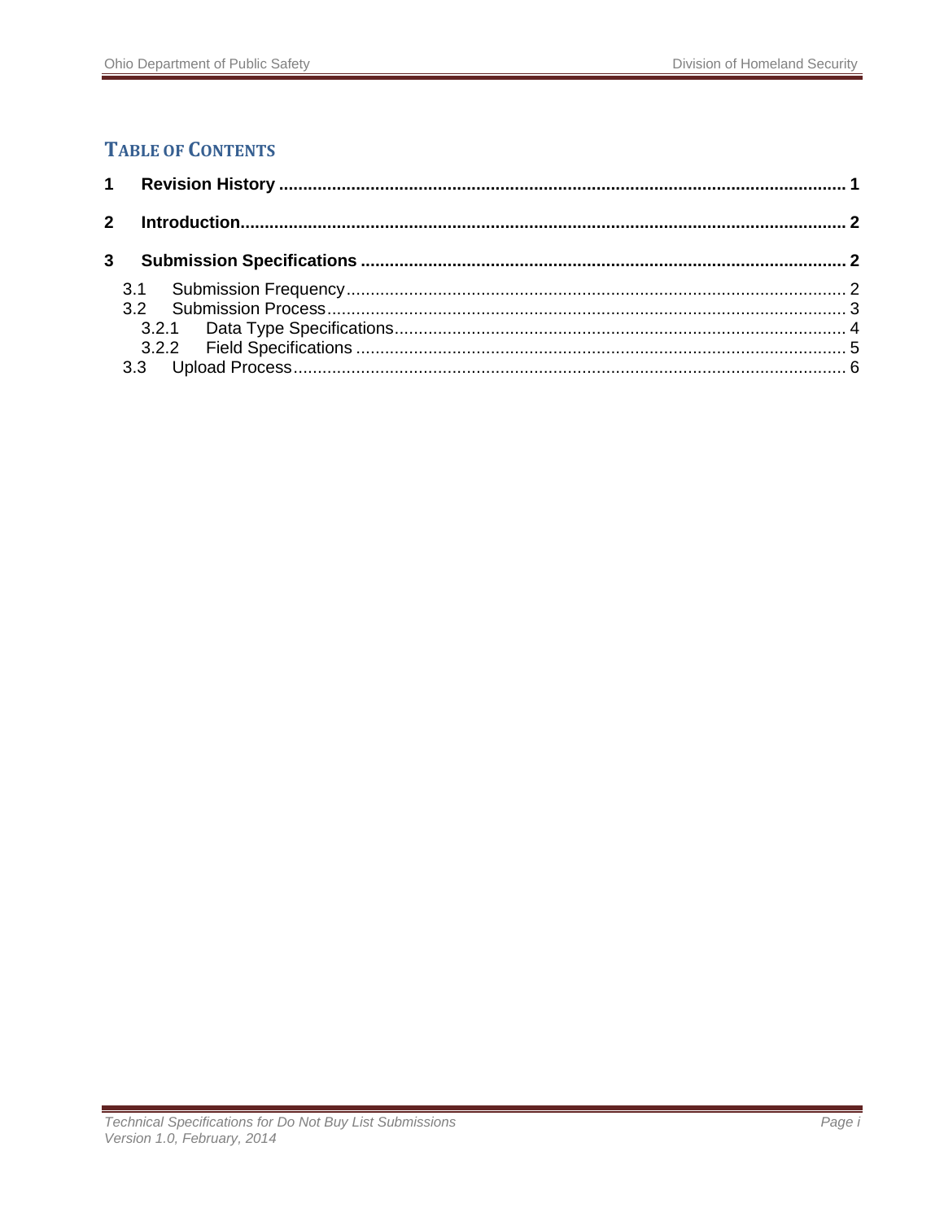## Table of Contents

1 Revision History ..................................................... 1

2 Introduction ..................................................... 2

3 Submission Specifications ..................................................... 2

- 3.1 Submission Frequency ..................................................... 2
- 3.2 Submission Process ..................................................... 3
  - 3.2.1 Data Type Specifications ..................................................... 4
  - 3.2.2 Field Specifications ..................................................... 5
- 3.3 Upload Process ..................................................... 6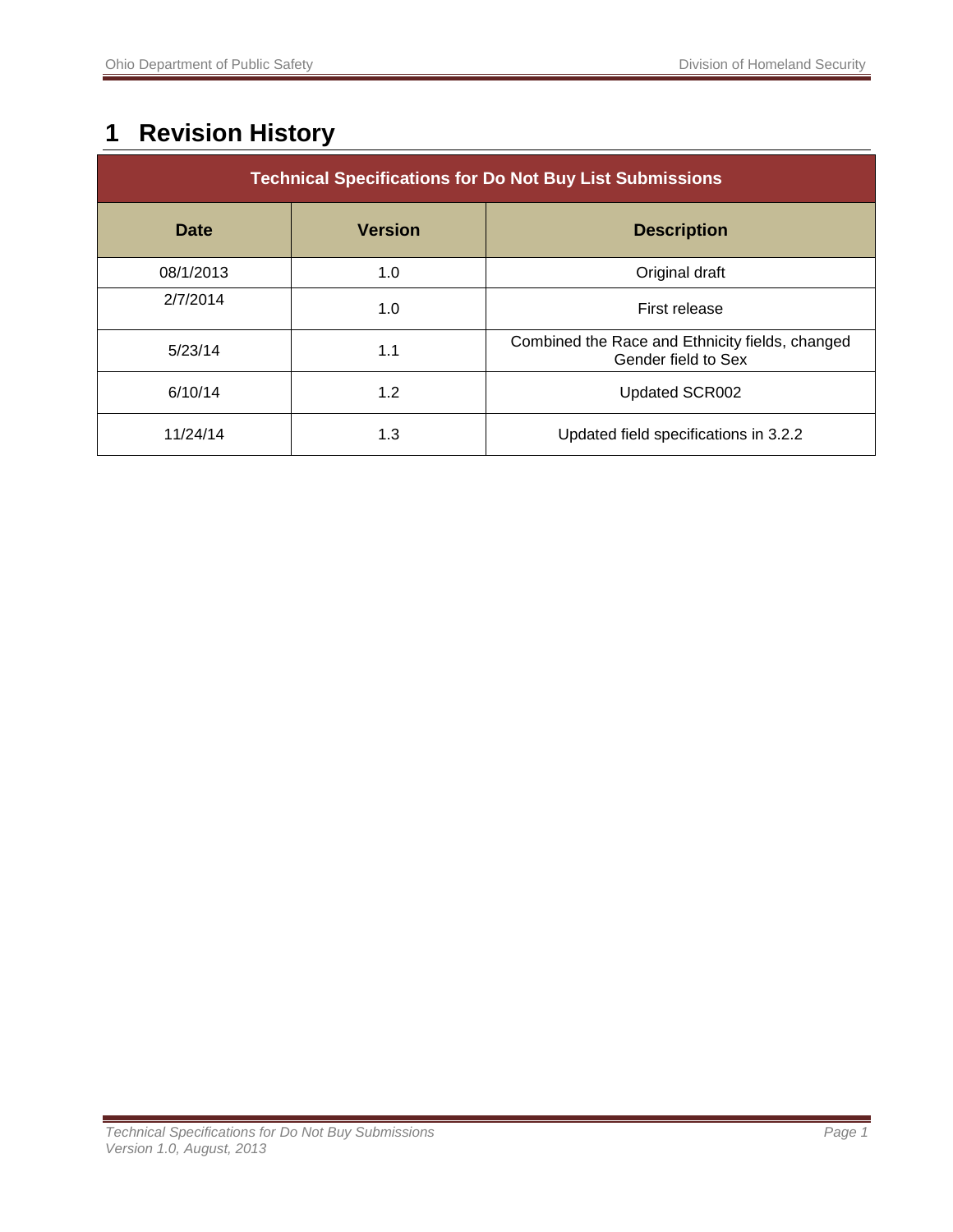# 1 Revision History

| Technical Specifications for Do Not Buy List Submissions | | |
|---|---|---|
| **Date** | **Version** | **Description** |
| 08/1/2013 | 1.0 | Original draft |
| 2/7/2014 | 1.0 | First release |
| 5/23/14 | 1.1 | Combined the Race and Ethnicity fields, changed Gender field to Sex |
| 6/10/14 | 1.2 | Updated SCR002 |
| 11/24/14 | 1.3 | Updated field specifications in 3.2.2 |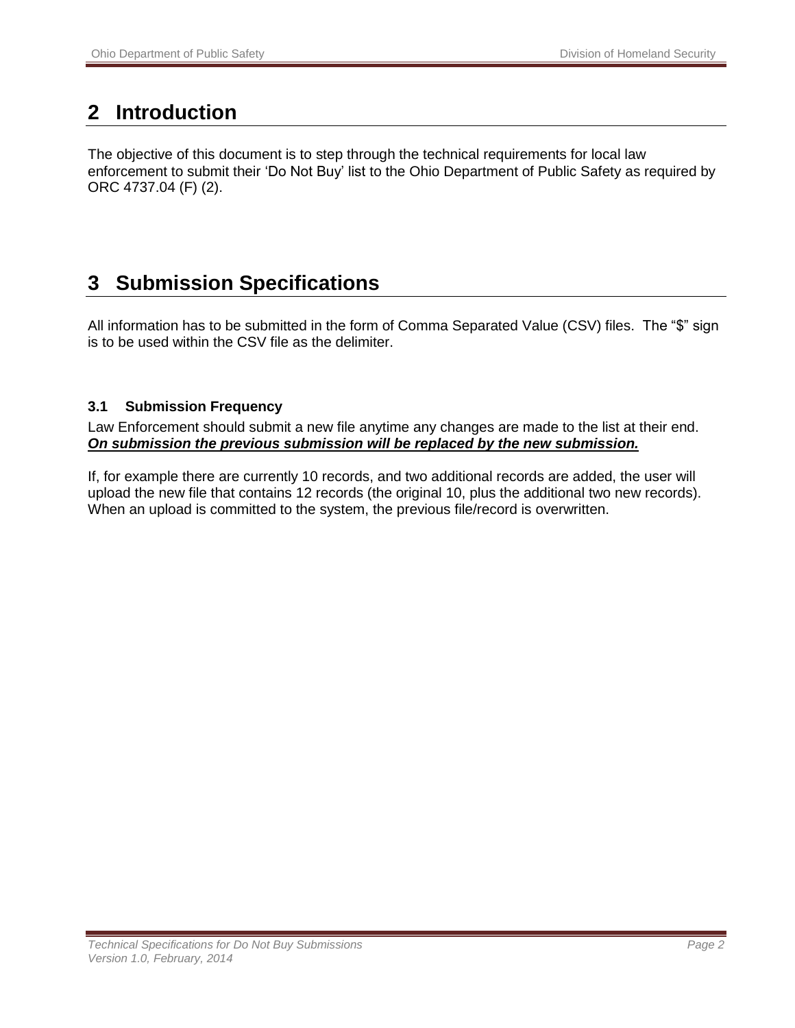# 2 Introduction

The objective of this document is to step through the technical requirements for local law enforcement to submit their 'Do Not Buy' list to the Ohio Department of Public Safety as required by ORC 4737.04 (F) (2).

# 3 Submission Specifications

All information has to be submitted in the form of Comma Separated Value (CSV) files. The "$" sign is to be used within the CSV file as the delimiter.

### 3.1 Submission Frequency

Law Enforcement should submit a new file anytime any changes are made to the list at their end. ***<u>On submission the previous submission will be replaced by the new submission.</u>***

If, for example there are currently 10 records, and two additional records are added, the user will upload the new file that contains 12 records (the original 10, plus the additional two new records). When an upload is committed to the system, the previous file/record is overwritten.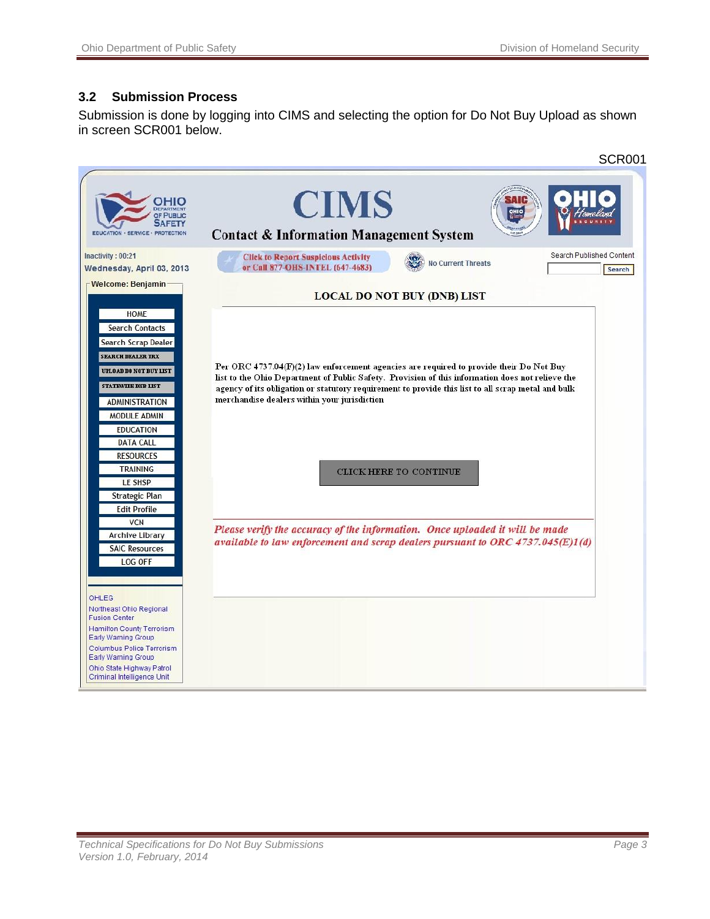## 3.2 Submission Process

Submission is done by logging into CIMS and selecting the option for Do Not Buy Upload as shown in screen SCR001 below.

SCR001

OHIO DEPARTMENT OF PUBLIC SAFETY
EDUCATION · SERVICE · PROTECTION

**CIMS**

**Contact & Information Management System**

Inactivity : 00:21
Wednesday, April 03, 2013

Click to Report Suspicious Activity or Call 877-OHS-INTEL (647-4683)

No Current Threats

Search Published Content
Search

Welcome: Benjamin

- HOME
- Search Contacts
- Search Scrap Dealer
- SEARCH DEALER TRX
- UPLOAD DO NOT BUY LIST
- STATEWIDE DNB LIST
- ADMINISTRATION
- MODULE ADMIN
- EDUCATION
- DATA CALL
- RESOURCES
- TRAINING
- LE SHSP
- Strategic Plan
- Edit Profile
- VCN
- Archive Library
- SAIC Resources
- LOG OFF

OHLEG
Northeast Ohio Regional Fusion Center
Hamilton County Terrorism Early Warning Group
Columbus Police Terrorism Early Warning Group
Ohio State Highway Patrol Criminal Intelligence Unit

**LOCAL DO NOT BUY (DNB) LIST**

Per ORC 4737.04(F)(2) law enforcement agencies are required to provide their Do Not Buy list to the Ohio Department of Public Safety. Provision of this information does not relieve the agency of its obligation or statutory requirement to provide this list to all scrap metal and bulk merchandise dealers within your jurisdiction

CLICK HERE TO CONTINUE

*Please verify the accuracy of the information. Once uploaded it will be made available to law enforcement and scrap dealers pursuant to ORC 4737.045(E)1(d)*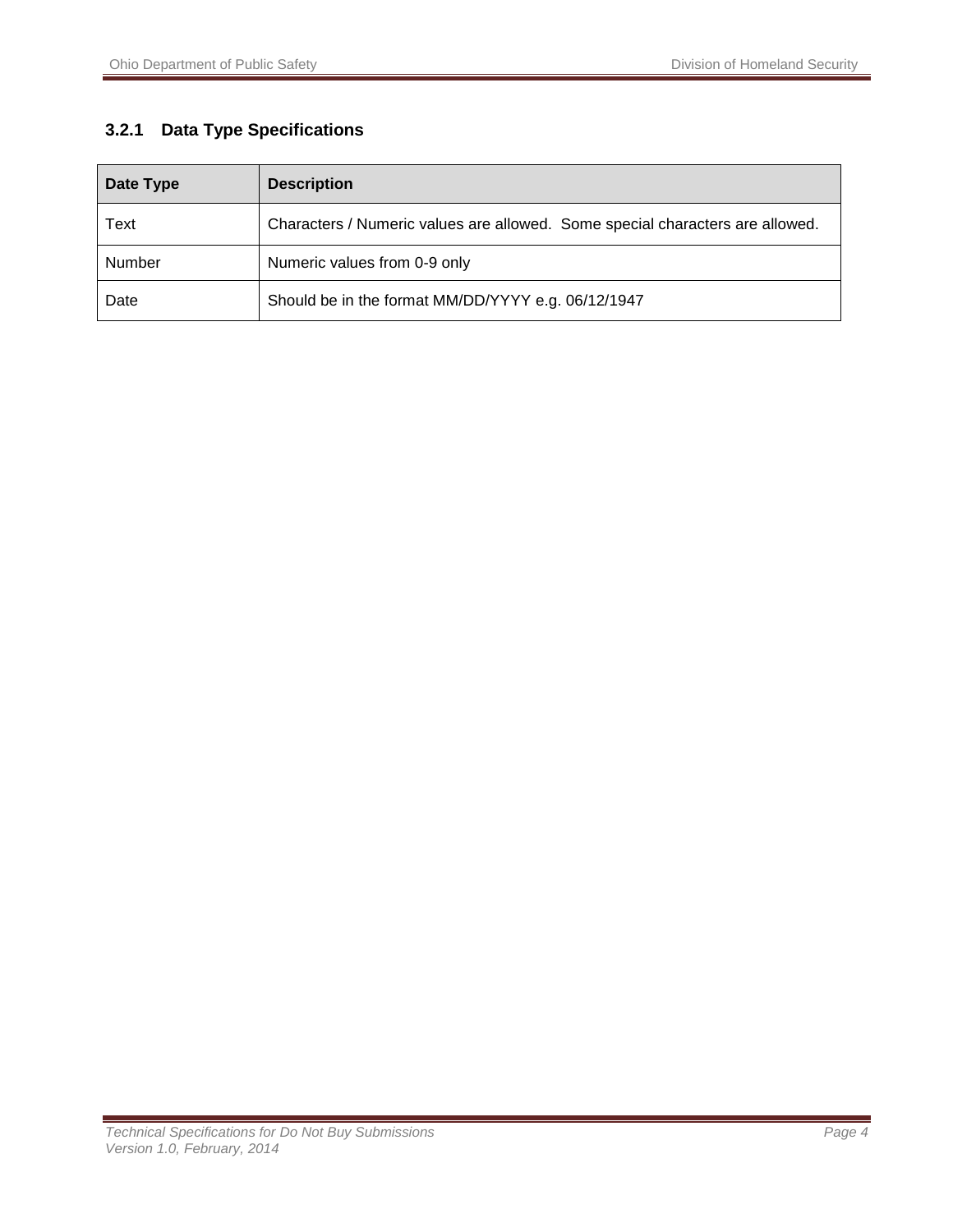### 3.2.1 Data Type Specifications

| Date Type | Description |
|---|---|
| Text | Characters / Numeric values are allowed. Some special characters are allowed. |
| Number | Numeric values from 0-9 only |
| Date | Should be in the format MM/DD/YYYY e.g. 06/12/1947 |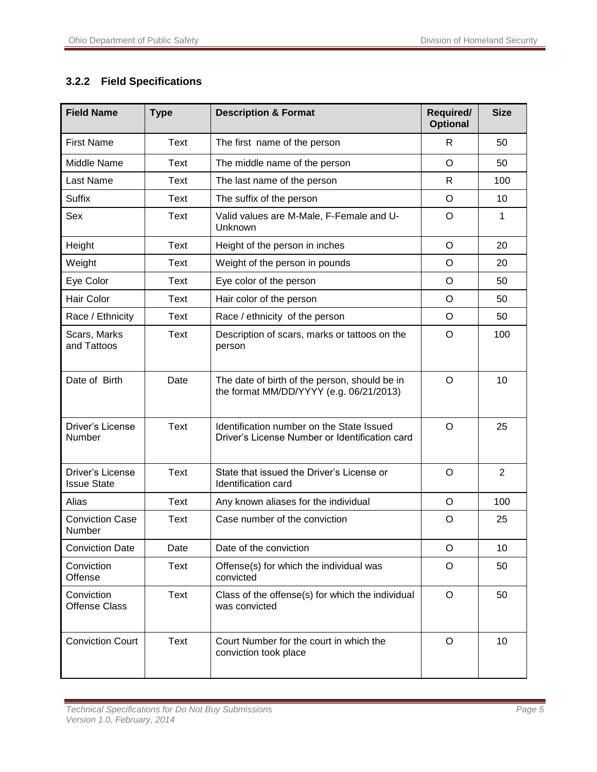### 3.2.2 Field Specifications

| Field Name | Type | Description & Format | Required/ Optional | Size |
|---|---|---|---|---|
| First Name | Text | The first name of the person | R | 50 |
| Middle Name | Text | The middle name of the person | O | 50 |
| Last Name | Text | The last name of the person | R | 100 |
| Suffix | Text | The suffix of the person | O | 10 |
| Sex | Text | Valid values are M-Male, F-Female and U-Unknown | O | 1 |
| Height | Text | Height of the person in inches | O | 20 |
| Weight | Text | Weight of the person in pounds | O | 20 |
| Eye Color | Text | Eye color of the person | O | 50 |
| Hair Color | Text | Hair color of the person | O | 50 |
| Race / Ethnicity | Text | Race / ethnicity of the person | O | 50 |
| Scars, Marks and Tattoos | Text | Description of scars, marks or tattoos on the person | O | 100 |
| Date of Birth | Date | The date of birth of the person, should be in the format MM/DD/YYYY (e.g. 06/21/2013) | O | 10 |
| Driver's License Number | Text | Identification number on the State Issued Driver's License Number or Identification card | O | 25 |
| Driver's License Issue State | Text | State that issued the Driver's License or Identification card | O | 2 |
| Alias | Text | Any known aliases for the individual | O | 100 |
| Conviction Case Number | Text | Case number of the conviction | O | 25 |
| Conviction Date | Date | Date of the conviction | O | 10 |
| Conviction Offense | Text | Offense(s) for which the individual was convicted | O | 50 |
| Conviction Offense Class | Text | Class of the offense(s) for which the individual was convicted | O | 50 |
| Conviction Court | Text | Court Number for the court in which the conviction took place | O | 10 |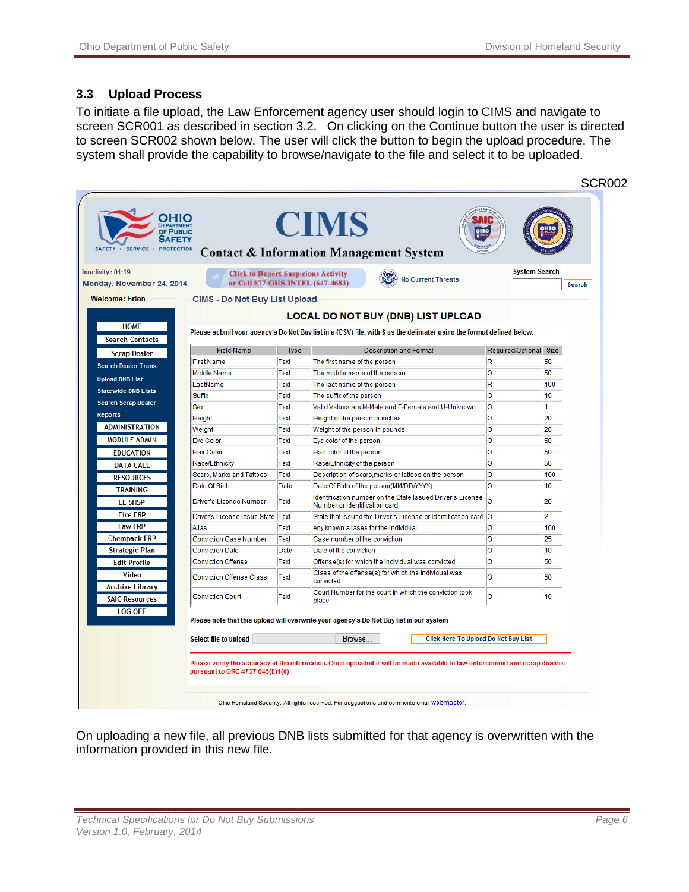## 3.3 Upload Process

To initiate a file upload, the Law Enforcement agency user should login to CIMS and navigate to screen SCR001 as described in section 3.2. On clicking on the Continue button the user is directed to screen SCR002 shown below. The user will click the button to begin the upload procedure. The system shall provide the capability to browse/navigate to the file and select it to be uploaded.

SCR002

OHIO DEPARTMENT OF PUBLIC SAFETY

SAFETY · SERVICE · PROTECTION

CIMS

Contact & Information Management System

Inactivity : 01:19

Monday, November 24, 2014

Click to Report Suspicious Activity or Call 877-OHS-INTEL (647-4683)

No Current Threats

System Search

Search

Welcome: Brian

HOME
Search Contacts
Scrap Dealer
Search Dealer Trans
Upload DNB List
Statewide DNB Lists
Search Scrap Dealer
Reports
ADMINISTRATION
MODULE ADMIN
EDUCATION
DATA CALL
RESOURCES
TRAINING
LE SHSP
Fire ERP
Law ERP
Chempack ERP
Strategic Plan
Edit Profile
Video
Archive Library
SAIC Resources
LOG OFF

CIMS - Do Not Buy List Upload

LOCAL DO NOT BUY (DNB) LIST UPLOAD

Please submit your agency's Do Not Buy list in a (CSV) file, with $ as the delimater using the format defined below.

| Field Name | Type | Description and Format | Required/Optional | Size |
|---|---|---|---|---|
| First Name | Text | The first name of the person | R | 50 |
| Middle Name | Text | The middle name of the person | O | 50 |
| LastName | Text | The last name of the person | R | 100 |
| Suffix | Text | The suffix of the person | O | 10 |
| Sex | Text | Valid Values are M-Male and F-Female and U-Unknown | O | 1 |
| Height | Text | Height of the person in inches | O | 20 |
| Weight | Text | Weight of the person in pounds | O | 20 |
| Eye Color | Text | Eye color of the person | O | 50 |
| Hair Color | Text | Hair color of the person | O | 50 |
| Race/Ethnicity | Text | Race/Ethnicity of the person | O | 50 |
| Scars, Marks and Tattoos | Text | Description of scars,marks or tattoos on the person | O | 100 |
| Date Of Birth | Date | Date Of Birth of the person(MM/DD/YYYY) | O | 10 |
| Driver's License Number | Text | Identification number on the State Issued Driver's License Number or Identification card | O | 25 |
| Driver's License Issue State | Text | State that issued the Driver's License or identification card | O | 2 |
| Alias | Text | Any known aliases for the individual | O | 100 |
| Conviction Case Number | Text | Case number of the conviction | O | 25 |
| Conviction Date | Date | Date of the conviction | O | 10 |
| Conviction Offense | Text | Offense(s) for which the individual was convicted | O | 50 |
| Conviction Offense Class | Text | Class of the offense(s) for which the individual was convicted | O | 50 |
| Conviction Court | Text | Court Number for the court in which the conviction took place | O | 10 |

Please note that this upload will overwrite your agency's Do Not Buy list in our system

Select file to upload    Browse...    Click Here To Upload Do Not Buy List

Please verify the accuracy of the information. Once uploaded it will be made available to law enforcement and scrap dealers pursuant to ORC 4737.045(E)1(d)

Ohio Homeland Security. All rights reserved. For suggestions and comments email webmaster.

On uploading a new file, all previous DNB lists submitted for that agency is overwritten with the information provided in this new file.